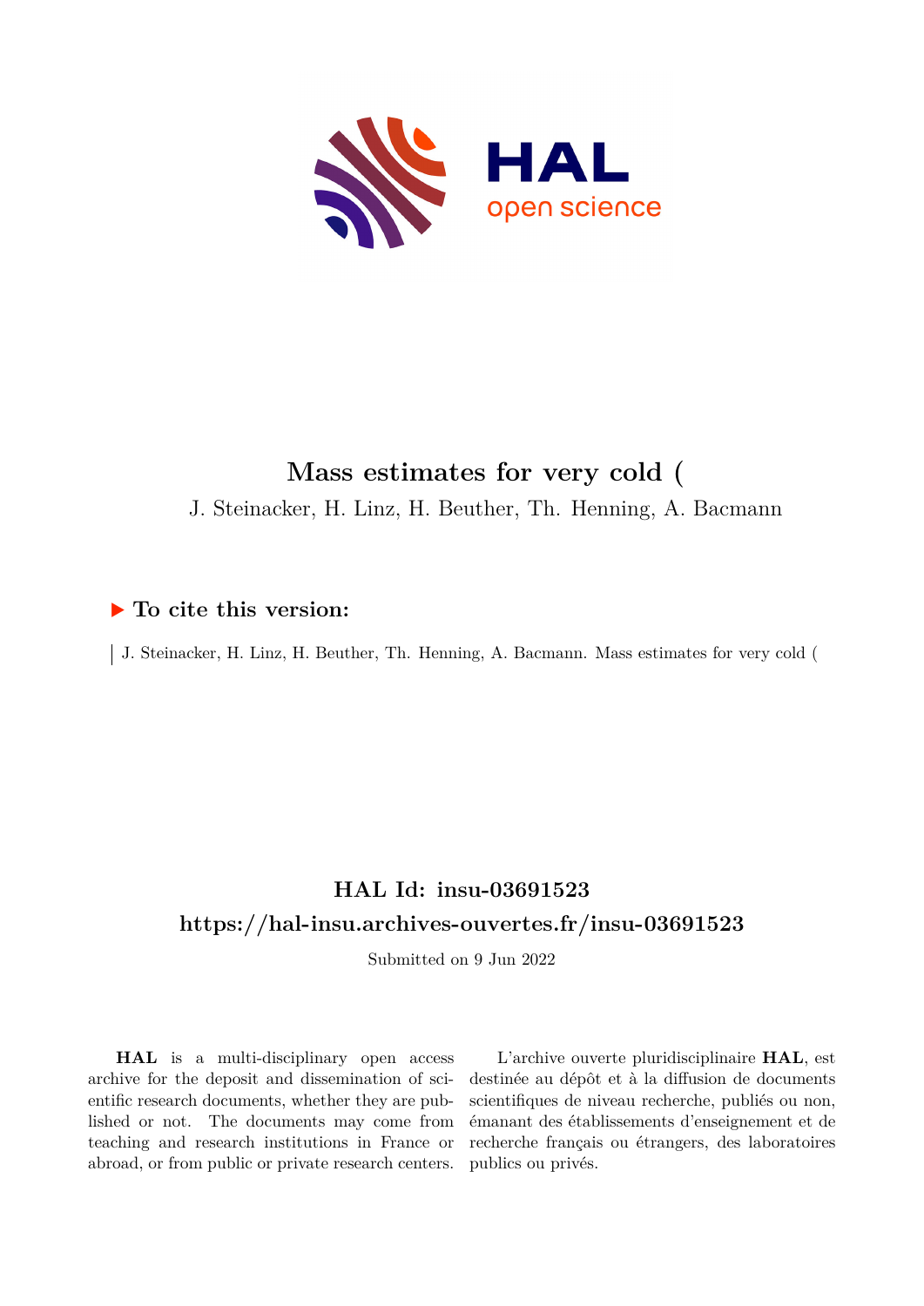# Mass estimates for very cold (

J. Steinacker, H. Linz, H. Beuther, Th. Henning, A. Bacmann

## ▶ To cite this version:

J. Steinacker, H. Linz, H. Beuther, Th. Henning, A. Bacmann. Mass estimates for very cold (

## HAL Id: insu-03691523

## https://hal-insu.archives-ouvertes.fr/insu-03691523

Submitted on 9 Jun 2022

**HAL** is a multi-disciplinary open access archive for the deposit and dissemination of scientific research documents, whether they are published or not. The documents may come from teaching and research institutions in France or abroad, or from public or private research centers.

L'archive ouverte pluridisciplinaire **HAL**, est destinée au dépôt et à la diffusion de documents scientifiques de niveau recherche, publiés ou non, émanant des établissements d'enseignement et de recherche français ou étrangers, des laboratoires publics ou privés.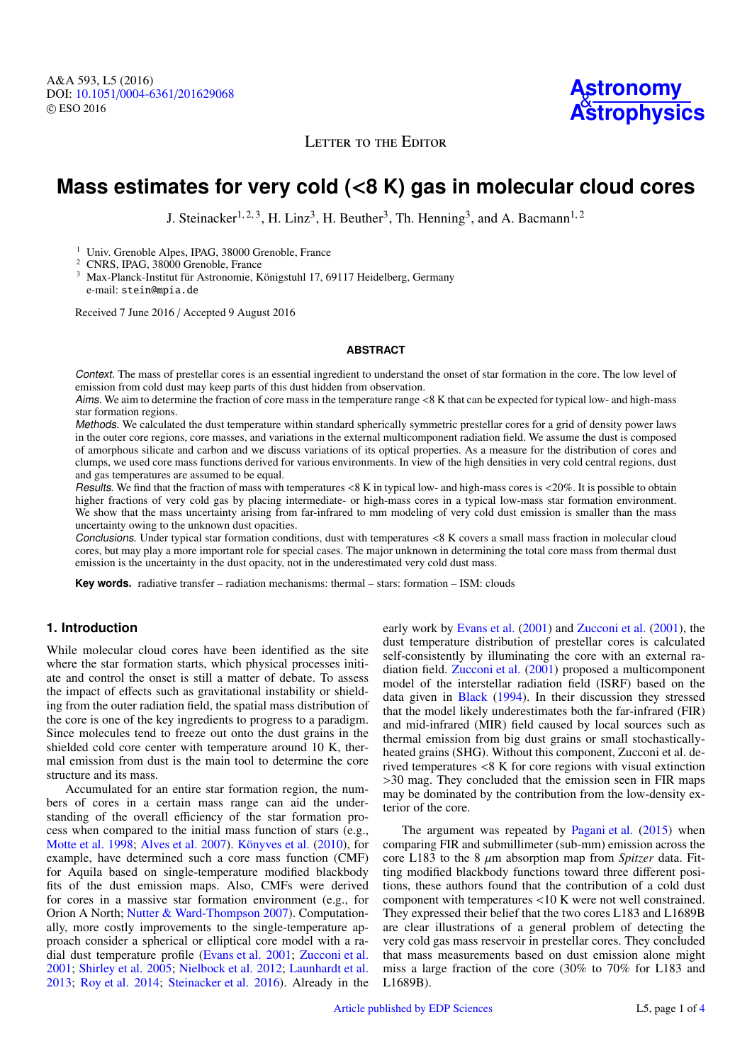# Mass estimates for very cold (<8 K) gas in molecular cloud cores

J. Steinacker[1,2,3], H. Linz[3], H. Beuther[3], Th. Henning[3], and A. Bacmann[1,2]

[1] Univ. Grenoble Alpes, IPAG, 38000 Grenoble, France
[2] CNRS, IPAG, 38000 Grenoble, France
[3] Max-Planck-Institut für Astronomie, Königstuhl 17, 69117 Heidelberg, Germany
e-mail: stein@mpia.de

Received 7 June 2016 / Accepted 9 August 2016

## ABSTRACT

*Context.* The mass of prestellar cores is an essential ingredient to understand the onset of star formation in the core. The low level of emission from cold dust may keep parts of this dust hidden from observation.

*Aims.* We aim to determine the fraction of core mass in the temperature range <8 K that can be expected for typical low- and high-mass star formation regions.

*Methods.* We calculated the dust temperature within standard spherically symmetric prestellar cores for a grid of density power laws in the outer core regions, core masses, and variations in the external multicomponent radiation field. We assume the dust is composed of amorphous silicate and carbon and we discuss variations of its optical properties. As a measure for the distribution of cores and clumps, we used core mass functions derived for various environments. In view of the high densities in very cold central regions, dust and gas temperatures are assumed to be equal.

*Results.* We find that the fraction of mass with temperatures <8 K in typical low- and high-mass cores is <20%. It is possible to obtain higher fractions of very cold gas by placing intermediate- or high-mass cores in a typical low-mass star formation environment. We show that the mass uncertainty arising from far-infrared to mm modeling of very cold dust emission is smaller than the mass uncertainty owing to the unknown dust opacities.

*Conclusions.* Under typical star formation conditions, dust with temperatures <8 K covers a small mass fraction in molecular cloud cores, but may play a more important role for special cases. The major unknown in determining the total core mass from thermal dust emission is the uncertainty in the dust opacity, not in the underestimated very cold dust mass.

**Key words.** radiative transfer – radiation mechanisms: thermal – stars: formation – ISM: clouds

## 1. Introduction

While molecular cloud cores have been identified as the site where the star formation starts, which physical processes initiate and control the onset is still a matter of debate. To assess the impact of effects such as gravitational instability or shielding from the outer radiation field, the spatial mass distribution of the core is one of the key ingredients to progress to a paradigm. Since molecules tend to freeze out onto the dust grains in the shielded cold core center with temperature around 10 K, thermal emission from dust is the main tool to determine the core structure and its mass.

Accumulated for an entire star formation region, the numbers of cores in a certain mass range can aid the understanding of the overall efficiency of the star formation process when compared to the initial mass function of stars (e.g., Motte et al. 1998; Alves et al. 2007). Könyves et al. (2010), for example, have determined such a core mass function (CMF) for Aquila based on single-temperature modified blackbody fits of the dust emission maps. Also, CMFs were derived for cores in a massive star formation environment (e.g., for Orion A North; Nutter & Ward-Thompson 2007). Computationally, more costly improvements to the single-temperature approach consider a spherical or elliptical core model with a radial dust temperature profile (Evans et al. 2001; Zucconi et al. 2001; Shirley et al. 2005; Nielbock et al. 2012; Launhardt et al. 2013; Roy et al. 2014; Steinacker et al. 2016). Already in the early work by Evans et al. (2001) and Zucconi et al. (2001), the dust temperature distribution of prestellar cores is calculated self-consistently by illuminating the core with an external radiation field. Zucconi et al. (2001) proposed a multicomponent model of the interstellar radiation field (ISRF) based on the data given in Black (1994). In their discussion they stressed that the model likely underestimates both the far-infrared (FIR) and mid-infrared (MIR) field caused by local sources such as thermal emission from big dust grains or small stochastically-heated grains (SHG). Without this component, Zucconi et al. derived temperatures <8 K for core regions with visual extinction >30 mag. They concluded that the emission seen in FIR maps may be dominated by the contribution from the low-density exterior of the core.

The argument was repeated by Pagani et al. (2015) when comparing FIR and submillimeter (sub-mm) emission across the core L183 to the 8 $\mu$m absorption map from *Spitzer* data. Fitting modified blackbody functions toward three different positions, these authors found that the contribution of a cold dust component with temperatures <10 K were not well constrained. They expressed their belief that the two cores L183 and L1689B are clear illustrations of a general problem of detecting the very cold gas mass reservoir in prestellar cores. They concluded that mass measurements based on dust emission alone might miss a large fraction of the core (30% to 70% for L183 and L1689B).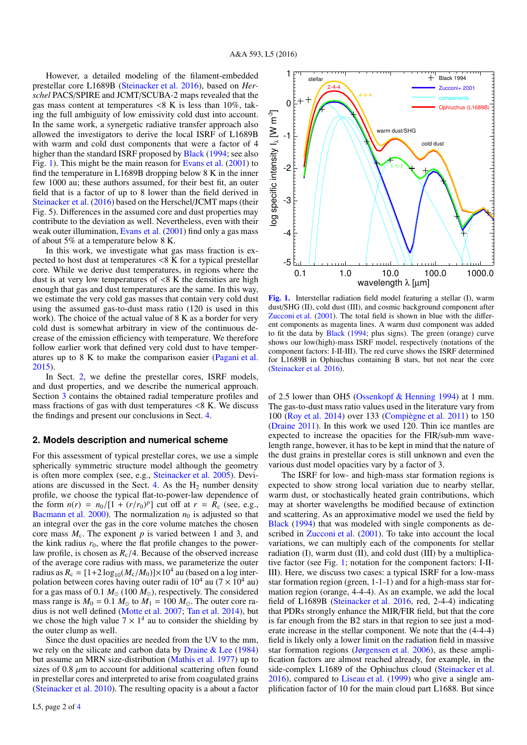However, a detailed modeling of the filament-embedded prestellar core L1689B (Steinacker et al. 2016), based on *Herschel* PACS/SPIRE and JCMT/SCUBA-2 maps revealed that the gas mass content at temperatures <8 K is less than 10%, taking the full ambiguity of low emissivity cold dust into account. In the same work, a synergetic radiative transfer approach also allowed the investigators to derive the local ISRF of L1689B with warm and cold dust components that were a factor of 4 higher than the standard ISRF proposed by Black (1994; see also Fig. 1). This might be the main reason for Evans et al. (2001) to find the temperature in L1689B dropping below 8 K in the inner few 1000 au; these authors assumed, for their best fit, an outer field that is a factor of up to 8 lower than the field derived in Steinacker et al. (2016) based on the Herschel/JCMT maps (their Fig. 5). Differences in the assumed core and dust properties may contribute to the deviation as well. Nevertheless, even with their weak outer illumination, Evans et al. (2001) find only a gas mass of about 5% at a temperature below 8 K.

In this work, we investigate what gas mass fraction is expected to host dust at temperatures <8 K for a typical prestellar core. While we derive dust temperatures, in regions where the dust is at very low temperatures of <8 K the densities are high enough that gas and dust temperatures are the same. In this way, we estimate the very cold gas masses that contain very cold dust using the assumed gas-to-dust mass ratio (120 is used in this work). The choice of the actual value of 8 K as a border for very cold dust is somewhat arbitrary in view of the continuous decrease of the emission efficiency with temperature. We therefore follow earlier work that defined very cold dust to have temperatures up to 8 K to make the comparison easier (Pagani et al. 2015).

In Sect. 2, we define the prestellar cores, ISRF models, and dust properties, and we describe the numerical approach. Section 3 contains the obtained radial temperature profiles and mass fractions of gas with dust temperatures <8 K. We discuss the findings and present our conclusions in Sect. 4.

## 2. Models description and numerical scheme

For this assessment of typical prestellar cores, we use a simple spherically symmetric structure model although the geometry is often more complex (see, e.g., Steinacker et al. 2005). Deviations are discussed in the Sect. 4. As the $H_2$ number density profile, we choose the typical flat-to-power-law dependence of the form $n(r) = n_0/[1 + (r/r_0)^p]$ cut off at $r = R_c$ (see, e.g., Bacmann et al. 2000). The normalization $n_0$ is adjusted so that an integral over the gas in the core volume matches the chosen core mass $M_c$. The exponent $p$ is varied between 1 and 3, and the kink radius $r_0$, where the flat profile changes to the power-law profile, is chosen as $R_c/4$. Because of the observed increase of the average core radius with mass, we parameterize the outer radius as $R_c = [1+2\log_{10}(M_c/M_0)]\times10^4$ au (based on a log interpolation between cores having outer radii of $10^4$ au ($7\times10^4$ au) for a gas mass of 0.1 $M_\odot$ (100 $M_\odot$), respectively. The considered mass range is $M_0 = 0.1$ $M_\odot$ to $M_1 = 100$ $M_\odot$. The outer core radius is not well defined (Motte et al. 2007; Tan et al. 2014), but we chose the high value $7\times1^4$ au to consider the shielding by the outer clump as well.

Since the dust opacities are needed from the UV to the mm, we rely on the silicate and carbon data by Draine & Lee (1984) but assume an MRN size-distribution (Mathis et al. 1977) up to sizes of 0.8 $\mu$m to account for additional scattering often found in prestellar cores and interpreted to arise from coagulated grains (Steinacker et al. 2010). The resulting opacity is a about a factor of 2.5 lower than OH5 (Ossenkopf & Henning 1994) at 1 mm. The gas-to-dust mass ratio values used in the literature vary from 100 (Roy et al. 2014) over 133 (Compiègne et al. 2011) to 150 (Draine 2011). In this work we used 120. Thin ice mantles are expected to increase the opacities for the FIR/sub-mm wavelength range, however, it has to be kept in mind that the nature of the dust grains in prestellar cores is still unknown and even the various dust model opacities vary by a factor of 3.

The ISRF for low- and high-mass star formation regions is expected to show strong local variation due to nearby stellar, warm dust, or stochastically heated grain contributions, which may at shorter wavelengths be modified because of extinction and scattering. As an approximative model we used the field by Black (1994) that was modeled with single components as described in Zucconi et al. (2001). To take into account the local variations, we can multiply each of the components for stellar radiation (I), warm dust (II), and cold dust (III) by a multiplicative factor (see Fig. 1; notation for the component factors: I-II-III). Here, we discuss two cases: a typical ISRF for a low-mass star formation region (green, 1-1-1) and for a high-mass star formation region (orange, 4-4-4). As an example, we add the local field of L1689B (Steinacker et al. 2016, red, 2-4-4) indicating that PDRs strongly enhance the MIR/FIR field, but that the core is far enough from the B2 stars in that region to see just a moderate increase in the stellar component. We note that the (4-4-4) field is likely only a lower limit on the radiation field in massive star formation regions (Jørgensen et al. 2006), as these amplification factors are almost reached already, for example, in the side-complex L1689 of the Ophiuchus cloud (Steinacker et al. 2016), compared to Liseau et al. (1999) who give a single amplification factor of 10 for the main cloud part L1688. But since

**Fig. 1.** Interstellar radiation field model featuring a stellar (I), warm dust/SHG (II), cold dust (III), and cosmic background component after Zucconi et al. (2001). The total field is shown in blue with the different components as magenta lines. A warm dust component was added to fit the data by Black (1994; plus signs). The green (orange) curve shows our low(high)-mass ISRF model, respectively (notations of the component factors: I-II-III). The red curve shows the ISRF determined for L1689B in Ophiuchus containing B stars, but not near the core (Steinacker et al. 2016).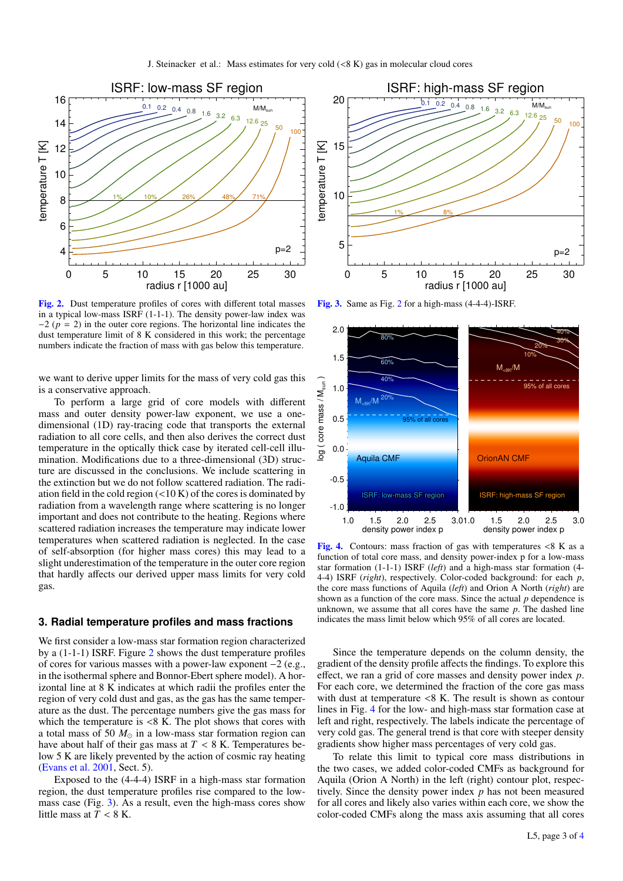**Fig. 2.** Dust temperature profiles of cores with different total masses in a typical low-mass ISRF (1-1-1). The density power-law index was $-2$ ($p = 2$) in the outer core regions. The horizontal line indicates the dust temperature limit of 8 K considered in this work; the percentage numbers indicate the fraction of mass with gas below this temperature.

**Fig. 3.** Same as Fig. 2 for a high-mass (4-4-4)-ISRF.

**Fig. 4.** Contours: mass fraction of gas with temperatures <8 K as a function of total core mass, and density power-index p for a low-mass star formation (1-1-1) ISRF (*left*) and a high-mass star formation (4-4-4) ISRF (*right*), respectively. Color-coded background: for each $p$, the core mass functions of Aquila (*left*) and Orion A North (*right*) are shown as a function of the core mass. Since the actual $p$ dependence is unknown, we assume that all cores have the same $p$. The dashed line indicates the mass limit below which 95% of all cores are located.

we want to derive upper limits for the mass of very cold gas this is a conservative approach.

To perform a large grid of core models with different mass and outer density power-law exponent, we use a one-dimensional (1D) ray-tracing code that transports the external radiation to all core cells, and then also derives the correct dust temperature in the optically thick case by iterated cell-cell illumination. Modifications due to a three-dimensional (3D) structure are discussed in the conclusions. We include scattering in the extinction but we do not follow scattered radiation. The radiation field in the cold region (<10 K) of the cores is dominated by radiation from a wavelength range where scattering is no longer important and does not contribute to the heating. Regions where scattered radiation increases the temperature may indicate lower temperatures when scattered radiation is neglected. In the case of self-absorption (for higher mass cores) this may lead to a slight underestimation of the temperature in the outer core region that hardly affects our derived upper mass limits for very cold gas.

## 3. Radial temperature profiles and mass fractions

We first consider a low-mass star formation region characterized by a (1-1-1) ISRF. Figure 2 shows the dust temperature profiles of cores for various masses with a power-law exponent $-2$ (e.g., in the isothermal sphere and Bonnor-Ebert sphere model). A horizontal line at 8 K indicates at which radii the profiles enter the region of very cold dust and gas, as the gas has the same temperature as the dust. The percentage numbers give the gas mass for which the temperature is <8 K. The plot shows that cores with a total mass of 50 $M_\odot$ in a low-mass star formation region can have about half of their gas mass at $T < 8$ K. Temperatures below 5 K are likely prevented by the action of cosmic ray heating (Evans et al. 2001, Sect. 5).

Exposed to the (4-4-4) ISRF in a high-mass star formation region, the dust temperature profiles rise compared to the low-mass case (Fig. 3). As a result, even the high-mass cores show little mass at $T < 8$ K.

Since the temperature depends on the column density, the gradient of the density profile affects the findings. To explore this effect, we ran a grid of core masses and density power index $p$. For each core, we determined the fraction of the core gas mass with dust at temperature <8 K. The result is shown as contour lines in Fig. 4 for the low- and high-mass star formation case at left and right, respectively. The labels indicate the percentage of very cold gas. The general trend is that core with steeper density gradients show higher mass percentages of very cold gas.

To relate this limit to typical core mass distributions in the two cases, we added color-coded CMFs as background for Aquila (Orion A North) in the left (right) contour plot, respectively. Since the density power index $p$ has not been measured for all cores and likely also varies within each core, we show the color-coded CMFs along the mass axis assuming that all cores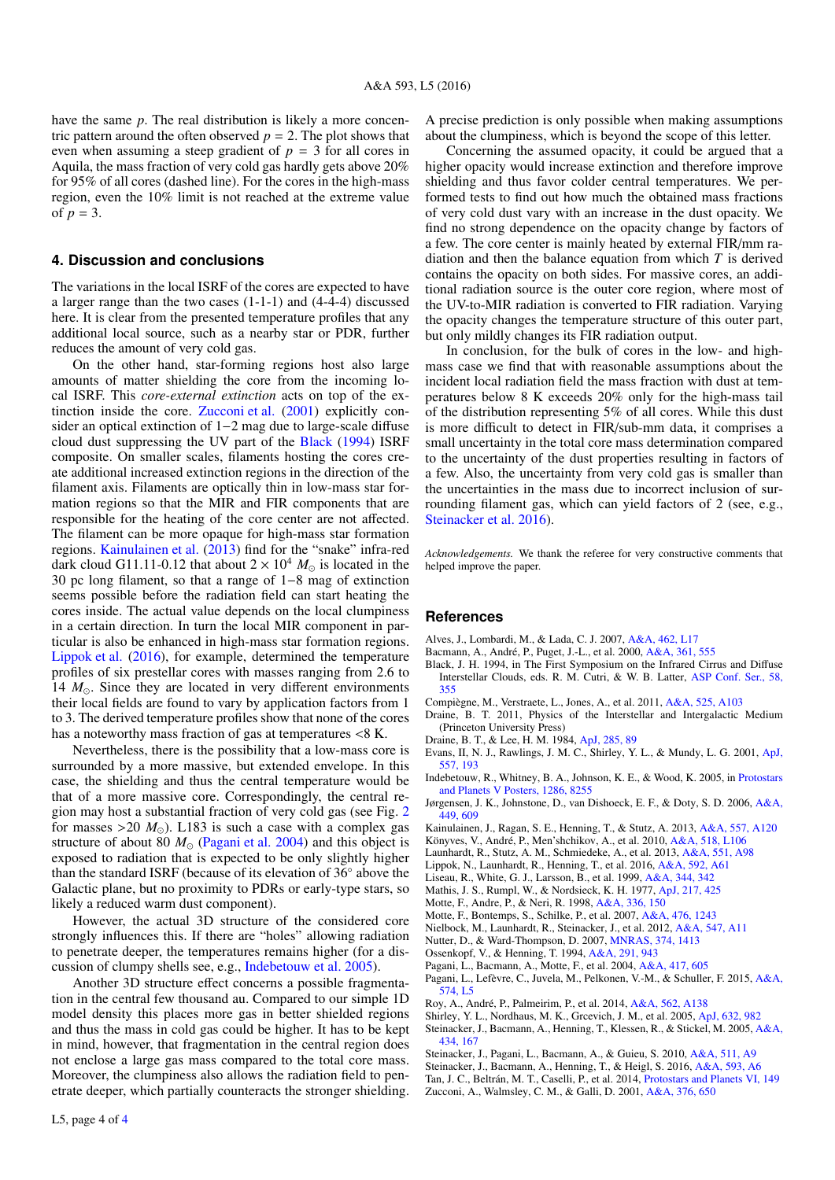have the same $p$. The real distribution is likely a more concentric pattern around the often observed $p = 2$. The plot shows that even when assuming a steep gradient of $p = 3$ for all cores in Aquila, the mass fraction of very cold gas hardly gets above 20% for 95% of all cores (dashed line). For the cores in the high-mass region, even the 10% limit is not reached at the extreme value of $p = 3$.

## 4. Discussion and conclusions

The variations in the local ISRF of the cores are expected to have a larger range than the two cases (1-1-1) and (4-4-4) discussed here. It is clear from the presented temperature profiles that any additional local source, such as a nearby star or PDR, further reduces the amount of very cold gas.

On the other hand, star-forming regions host also large amounts of matter shielding the core from the incoming local ISRF. This *core-external extinction* acts on top of the extinction inside the core. Zucconi et al. (2001) explicitly consider an optical extinction of 1−2 mag due to large-scale diffuse cloud dust suppressing the UV part of the Black (1994) ISRF composite. On smaller scales, filaments hosting the cores create additional increased extinction regions in the direction of the filament axis. Filaments are optically thin in low-mass star formation regions so that the MIR and FIR components that are responsible for the heating of the core center are not affected. The filament can be more opaque for high-mass star formation regions. Kainulainen et al. (2013) find for the "snake" infra-red dark cloud G11.11-0.12 that about $2 \times 10^4$ $M_\odot$ is located in the 30 pc long filament, so that a range of 1−8 mag of extinction seems possible before the radiation field can start heating the cores inside. The actual value depends on the local clumpiness in a certain direction. In turn the local MIR component in particular is also be enhanced in high-mass star formation regions. Lippok et al. (2016), for example, determined the temperature profiles of six prestellar cores with masses ranging from 2.6 to 14 $M_\odot$. Since they are located in very different environments their local fields are found to vary by application factors from 1 to 3. The derived temperature profiles show that none of the cores has a noteworthy mass fraction of gas at temperatures <8 K.

Nevertheless, there is the possibility that a low-mass core is surrounded by a more massive, but extended envelope. In this case, the shielding and thus the central temperature would be that of a more massive core. Correspondingly, the central region may host a substantial fraction of very cold gas (see Fig. 2 for masses >20 $M_\odot$). L183 is such a case with a complex gas structure of about 80 $M_\odot$ (Pagani et al. 2004) and this object is exposed to radiation that is expected to be only slightly higher than the standard ISRF (because of its elevation of 36° above the Galactic plane, but no proximity to PDRs or early-type stars, so likely a reduced warm dust component).

However, the actual 3D structure of the considered core strongly influences this. If there are "holes" allowing radiation to penetrate deeper, the temperatures remains higher (for a discussion of clumpy shells see, e.g., Indebetouw et al. 2005).

Another 3D structure effect concerns a possible fragmentation in the central few thousand au. Compared to our simple 1D model density this places more gas in better shielded regions and thus the mass in cold gas could be higher. It has to be kept in mind, however, that fragmentation in the central region does not enclose a large gas mass compared to the total core mass. Moreover, the clumpiness also allows the radiation field to penetrate deeper, which partially counteracts the stronger shielding. A precise prediction is only possible when making assumptions about the clumpiness, which is beyond the scope of this letter.

Concerning the assumed opacity, it could be argued that a higher opacity would increase extinction and therefore improve shielding and thus favor colder central temperatures. We performed tests to find out how much the obtained mass fractions of very cold dust vary with an increase in the dust opacity. We find no strong dependence on the opacity change by factors of a few. The core center is mainly heated by external FIR/mm radiation and then the balance equation from which $T$ is derived contains the opacity on both sides. For massive cores, an additional radiation source is the outer core region, where most of the UV-to-MIR radiation is converted to FIR radiation. Varying the opacity changes the temperature structure of this outer part, but only mildly changes its FIR radiation output.

In conclusion, for the bulk of cores in the low- and high-mass case we find that with reasonable assumptions about the incident local radiation field the mass fraction with dust at temperatures below 8 K exceeds 20% only for the high-mass tail of the distribution representing 5% of all cores. While this dust is more difficult to detect in FIR/sub-mm data, it comprises a small uncertainty in the total core mass determination compared to the uncertainty of the dust properties resulting in factors of a few. Also, the uncertainty from very cold gas is smaller than the uncertainties in the mass due to incorrect inclusion of surrounding filament gas, which can yield factors of 2 (see, e.g., Steinacker et al. 2016).

*Acknowledgements.* We thank the referee for very constructive comments that helped improve the paper.

## References

Alves, J., Lombardi, M., & Lada, C. J. 2007, A&A, 462, L17
Bacmann, A., André, P., Puget, J.-L., et al. 2000, A&A, 361, 555
Black, J. H. 1994, in The First Symposium on the Infrared Cirrus and Diffuse Interstellar Clouds, eds. R. M. Cutri, & W. B. Latter, ASP Conf. Ser., 58, 355
Compiègne, M., Verstraete, L., Jones, A., et al. 2011, A&A, 525, A103
Draine, B. T. 2011, Physics of the Interstellar and Intergalactic Medium (Princeton University Press)
Draine, B. T., & Lee, H. M. 1984, ApJ, 285, 89
Evans, II, N. J., Rawlings, J. M. C., Shirley, Y. L., & Mundy, L. G. 2001, ApJ, 557, 193
Indebetouw, R., Whitney, B. A., Johnson, K. E., & Wood, K. 2005, in Protostars and Planets V Posters, 1286, 8255
Jørgensen, J. K., Johnstone, D., van Dishoeck, E. F., & Doty, S. D. 2006, A&A, 449, 609
Kainulainen, J., Ragan, S. E., Henning, T., & Stutz, A. 2013, A&A, 557, A120
Könyves, V., André, P., Men'shchikov, A., et al. 2010, A&A, 518, L106
Launhardt, R., Stutz, A. M., Schmiedeke, A., et al. 2013, A&A, 551, A98
Lippok, N., Launhardt, R., Henning, T., et al. 2016, A&A, 592, A61
Liseau, R., White, G. J., Larsson, B., et al. 1999, A&A, 344, 342
Mathis, J. S., Rumpl, W., & Nordsieck, K. H. 1977, ApJ, 217, 425
Motte, F., Andre, P., & Neri, R. 1998, A&A, 336, 150
Motte, F., Bontemps, S., Schilke, P., et al. 2007, A&A, 476, 1243
Nielbock, M., Launhardt, R., Steinacker, J., et al. 2012, A&A, 547, A11
Nutter, D., & Ward-Thompson, D. 2007, MNRAS, 374, 1413
Ossenkopf, V., & Henning, T. 1994, A&A, 291, 943
Pagani, L., Bacmann, A., Motte, F., et al. 2004, A&A, 417, 605
Pagani, L., Lefèvre, C., Juvela, M., Pelkonen, V.-M., & Schuller, F. 2015, A&A, 574, L5
Roy, A., André, P., Palmeirim, P., et al. 2014, A&A, 562, A138
Shirley, Y. L., Nordhaus, M. K., Grcevich, J. M., et al. 2005, ApJ, 632, 982
Steinacker, J., Bacmann, A., Henning, T., Klessen, R., & Stickel, M. 2005, A&A, 434, 167
Steinacker, J., Pagani, L., Bacmann, A., & Guieu, S. 2010, A&A, 511, A9
Steinacker, J., Bacmann, A., Henning, T., & Heigl, S. 2016, A&A, 593, A6
Tan, J. C., Beltrán, M. T., Caselli, P., et al. 2014, Protostars and Planets VI, 149
Zucconi, A., Walmsley, C. M., & Galli, D. 2001, A&A, 376, 650